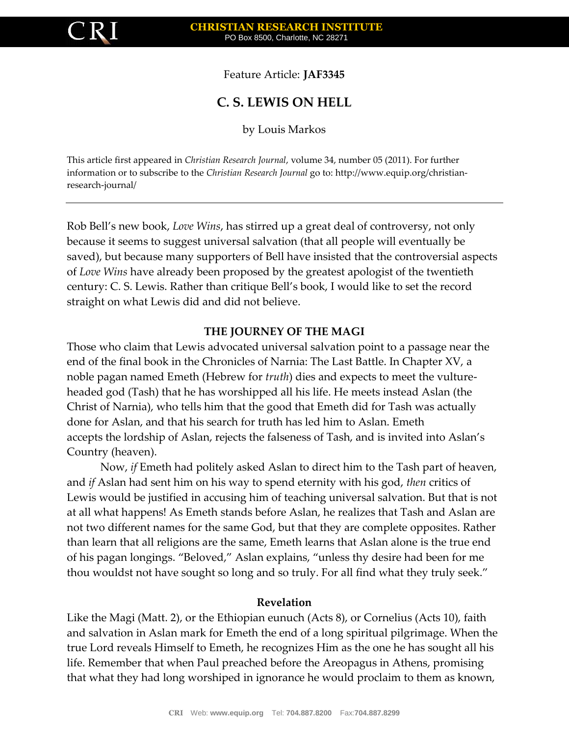Feature Article: **JAF3345**

# C. S. LEWIS ON HELL

by Louis Markos

This article first appeared in *Christian Research Journal*, volume 34, number 05 (2011). For further information or to subscribe to the *Christian Research Journal* go to: http://www.equip.org/christian-research-journal/

---

Rob Bell's new book, *Love Wins*, has stirred up a great deal of controversy, not only because it seems to suggest universal salvation (that all people will eventually be saved), but because many supporters of Bell have insisted that the controversial aspects of *Love Wins* have already been proposed by the greatest apologist of the twentieth century: C. S. Lewis. Rather than critique Bell's book, I would like to set the record straight on what Lewis did and did not believe.

## THE JOURNEY OF THE MAGI

Those who claim that Lewis advocated universal salvation point to a passage near the end of the final book in the Chronicles of Narnia: The Last Battle. In Chapter XV, a noble pagan named Emeth (Hebrew for *truth*) dies and expects to meet the vulture-headed god (Tash) that he has worshipped all his life. He meets instead Aslan (the Christ of Narnia), who tells him that the good that Emeth did for Tash was actually done for Aslan, and that his search for truth has led him to Aslan. Emeth accepts the lordship of Aslan, rejects the falseness of Tash, and is invited into Aslan's Country (heaven).

Now, *if* Emeth had politely asked Aslan to direct him to the Tash part of heaven, and *if* Aslan had sent him on his way to spend eternity with his god, *then* critics of Lewis would be justified in accusing him of teaching universal salvation. But that is not at all what happens! As Emeth stands before Aslan, he realizes that Tash and Aslan are not two different names for the same God, but that they are complete opposites. Rather than learn that all religions are the same, Emeth learns that Aslan alone is the true end of his pagan longings. "Beloved," Aslan explains, "unless thy desire had been for me thou wouldst not have sought so long and so truly. For all find what they truly seek."

### Revelation

Like the Magi (Matt. 2), or the Ethiopian eunuch (Acts 8), or Cornelius (Acts 10), faith and salvation in Aslan mark for Emeth the end of a long spiritual pilgrimage. When the true Lord reveals Himself to Emeth, he recognizes Him as the one he has sought all his life. Remember that when Paul preached before the Areopagus in Athens, promising that what they had long worshiped in ignorance he would proclaim to them as known,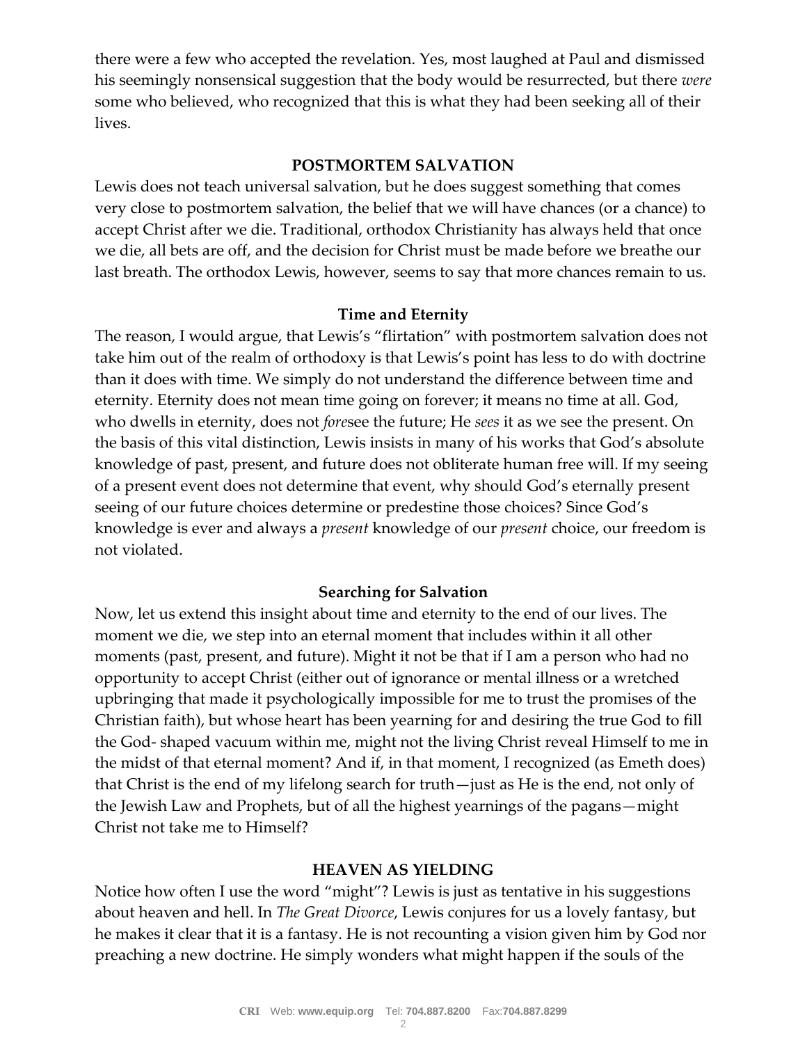there were a few who accepted the revelation. Yes, most laughed at Paul and dismissed his seemingly nonsensical suggestion that the body would be resurrected, but there *were* some who believed, who recognized that this is what they had been seeking all of their lives.

## POSTMORTEM SALVATION

Lewis does not teach universal salvation, but he does suggest something that comes very close to postmortem salvation, the belief that we will have chances (or a chance) to accept Christ after we die. Traditional, orthodox Christianity has always held that once we die, all bets are off, and the decision for Christ must be made before we breathe our last breath. The orthodox Lewis, however, seems to say that more chances remain to us.

### Time and Eternity

The reason, I would argue, that Lewis's "flirtation" with postmortem salvation does not take him out of the realm of orthodoxy is that Lewis's point has less to do with doctrine than it does with time. We simply do not understand the difference between time and eternity. Eternity does not mean time going on forever; it means no time at all. God, who dwells in eternity, does not *fore*see the future; He *sees* it as we see the present. On the basis of this vital distinction, Lewis insists in many of his works that God's absolute knowledge of past, present, and future does not obliterate human free will. If my seeing of a present event does not determine that event, why should God's eternally present seeing of our future choices determine or predestine those choices? Since God's knowledge is ever and always a *present* knowledge of our *present* choice, our freedom is not violated.

### Searching for Salvation

Now, let us extend this insight about time and eternity to the end of our lives. The moment we die, we step into an eternal moment that includes within it all other moments (past, present, and future). Might it not be that if I am a person who had no opportunity to accept Christ (either out of ignorance or mental illness or a wretched upbringing that made it psychologically impossible for me to trust the promises of the Christian faith), but whose heart has been yearning for and desiring the true God to fill the God- shaped vacuum within me, might not the living Christ reveal Himself to me in the midst of that eternal moment? And if, in that moment, I recognized (as Emeth does) that Christ is the end of my lifelong search for truth—just as He is the end, not only of the Jewish Law and Prophets, but of all the highest yearnings of the pagans—might Christ not take me to Himself?

## HEAVEN AS YIELDING

Notice how often I use the word "might"? Lewis is just as tentative in his suggestions about heaven and hell. In *The Great Divorce*, Lewis conjures for us a lovely fantasy, but he makes it clear that it is a fantasy. He is not recounting a vision given him by God nor preaching a new doctrine. He simply wonders what might happen if the souls of the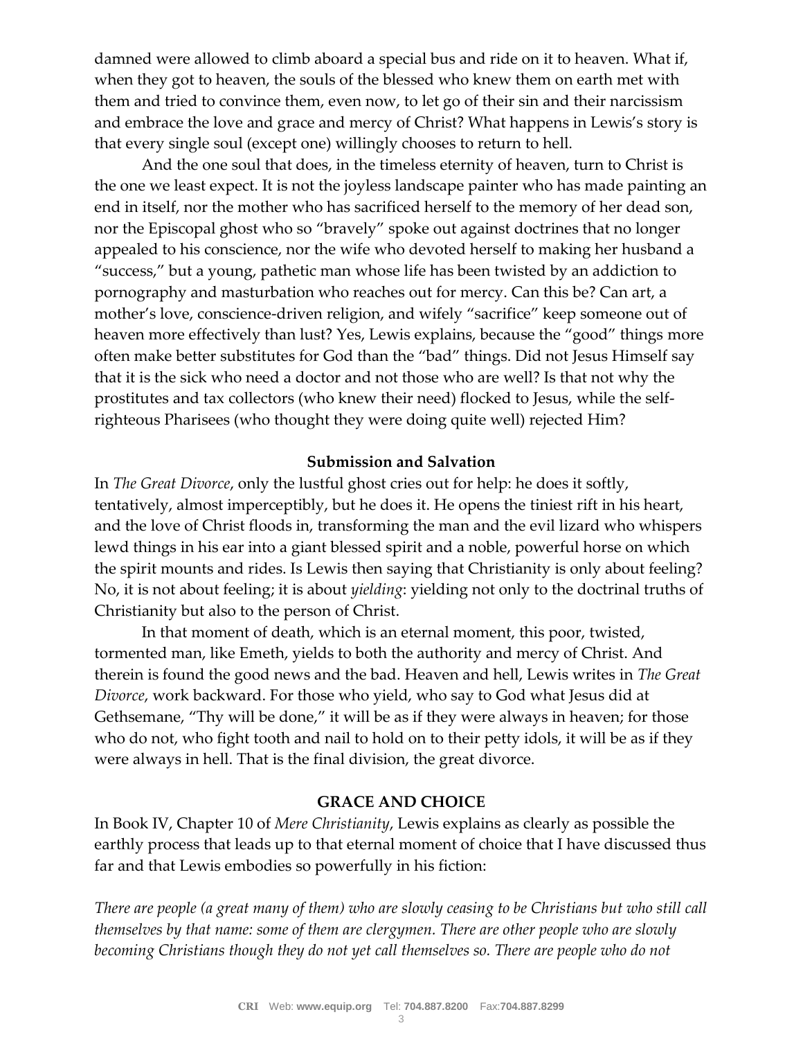damned were allowed to climb aboard a special bus and ride on it to heaven. What if, when they got to heaven, the souls of the blessed who knew them on earth met with them and tried to convince them, even now, to let go of their sin and their narcissism and embrace the love and grace and mercy of Christ? What happens in Lewis's story is that every single soul (except one) willingly chooses to return to hell.

And the one soul that does, in the timeless eternity of heaven, turn to Christ is the one we least expect. It is not the joyless landscape painter who has made painting an end in itself, nor the mother who has sacrificed herself to the memory of her dead son, nor the Episcopal ghost who so "bravely" spoke out against doctrines that no longer appealed to his conscience, nor the wife who devoted herself to making her husband a "success," but a young, pathetic man whose life has been twisted by an addiction to pornography and masturbation who reaches out for mercy. Can this be? Can art, a mother's love, conscience-driven religion, and wifely "sacrifice" keep someone out of heaven more effectively than lust? Yes, Lewis explains, because the "good" things more often make better substitutes for God than the "bad" things. Did not Jesus Himself say that it is the sick who need a doctor and not those who are well? Is that not why the prostitutes and tax collectors (who knew their need) flocked to Jesus, while the self-righteous Pharisees (who thought they were doing quite well) rejected Him?

**Submission and Salvation**

In *The Great Divorce*, only the lustful ghost cries out for help: he does it softly, tentatively, almost imperceptibly, but he does it. He opens the tiniest rift in his heart, and the love of Christ floods in, transforming the man and the evil lizard who whispers lewd things in his ear into a giant blessed spirit and a noble, powerful horse on which the spirit mounts and rides. Is Lewis then saying that Christianity is only about feeling? No, it is not about feeling; it is about *yielding*: yielding not only to the doctrinal truths of Christianity but also to the person of Christ.

In that moment of death, which is an eternal moment, this poor, twisted, tormented man, like Emeth, yields to both the authority and mercy of Christ. And therein is found the good news and the bad. Heaven and hell, Lewis writes in *The Great Divorce*, work backward. For those who yield, who say to God what Jesus did at Gethsemane, "Thy will be done," it will be as if they were always in heaven; for those who do not, who fight tooth and nail to hold on to their petty idols, it will be as if they were always in hell. That is the final division, the great divorce.

## GRACE AND CHOICE

In Book IV, Chapter 10 of *Mere Christianity*, Lewis explains as clearly as possible the earthly process that leads up to that eternal moment of choice that I have discussed thus far and that Lewis embodies so powerfully in his fiction:

*There are people (a great many of them) who are slowly ceasing to be Christians but who still call themselves by that name: some of them are clergymen. There are other people who are slowly becoming Christians though they do not yet call themselves so. There are people who do not*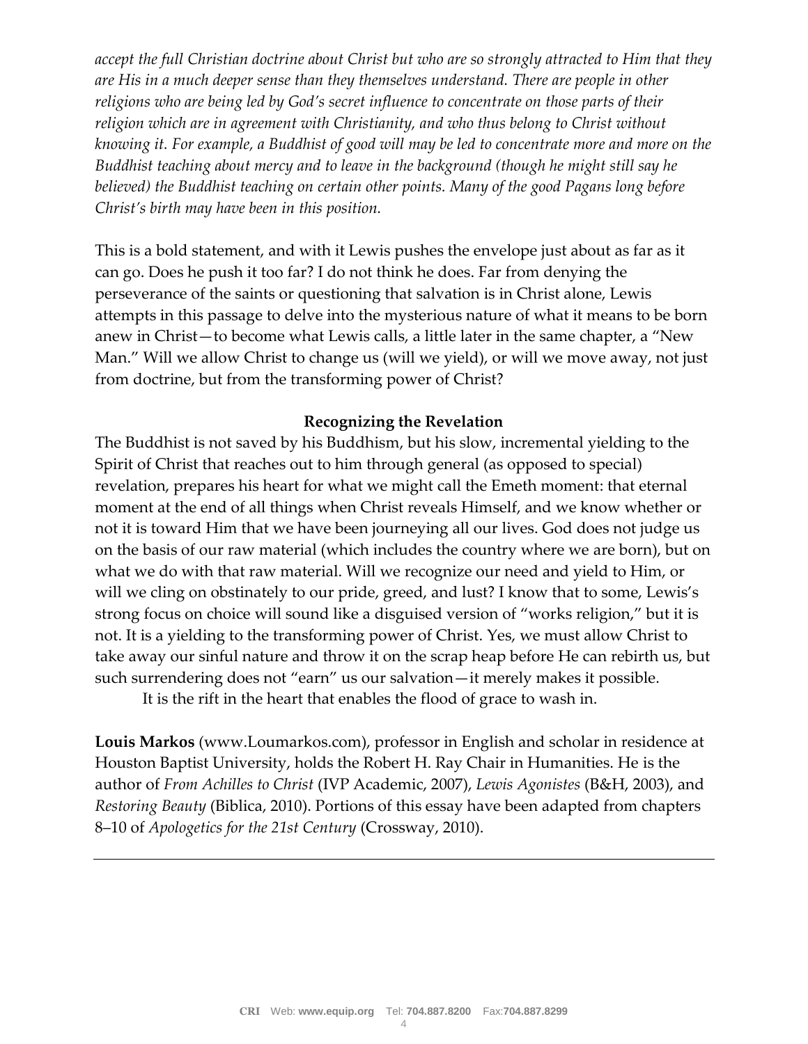*accept the full Christian doctrine about Christ but who are so strongly attracted to Him that they are His in a much deeper sense than they themselves understand. There are people in other religions who are being led by God's secret influence to concentrate on those parts of their religion which are in agreement with Christianity, and who thus belong to Christ without knowing it. For example, a Buddhist of good will may be led to concentrate more and more on the Buddhist teaching about mercy and to leave in the background (though he might still say he believed) the Buddhist teaching on certain other points. Many of the good Pagans long before Christ's birth may have been in this position.*

This is a bold statement, and with it Lewis pushes the envelope just about as far as it can go. Does he push it too far? I do not think he does. Far from denying the perseverance of the saints or questioning that salvation is in Christ alone, Lewis attempts in this passage to delve into the mysterious nature of what it means to be born anew in Christ—to become what Lewis calls, a little later in the same chapter, a "New Man." Will we allow Christ to change us (will we yield), or will we move away, not just from doctrine, but from the transforming power of Christ?

**Recognizing the Revelation**

The Buddhist is not saved by his Buddhism, but his slow, incremental yielding to the Spirit of Christ that reaches out to him through general (as opposed to special) revelation, prepares his heart for what we might call the Emeth moment: that eternal moment at the end of all things when Christ reveals Himself, and we know whether or not it is toward Him that we have been journeying all our lives. God does not judge us on the basis of our raw material (which includes the country where we are born), but on what we do with that raw material. Will we recognize our need and yield to Him, or will we cling on obstinately to our pride, greed, and lust? I know that to some, Lewis's strong focus on choice will sound like a disguised version of "works religion," but it is not. It is a yielding to the transforming power of Christ. Yes, we must allow Christ to take away our sinful nature and throw it on the scrap heap before He can rebirth us, but such surrendering does not "earn" us our salvation—it merely makes it possible.

It is the rift in the heart that enables the flood of grace to wash in.

**Louis Markos** (www.Loumarkos.com), professor in English and scholar in residence at Houston Baptist University, holds the Robert H. Ray Chair in Humanities. He is the author of *From Achilles to Christ* (IVP Academic, 2007), *Lewis Agonistes* (B&H, 2003), and *Restoring Beauty* (Biblica, 2010). Portions of this essay have been adapted from chapters 8–10 of *Apologetics for the 21st Century* (Crossway, 2010).